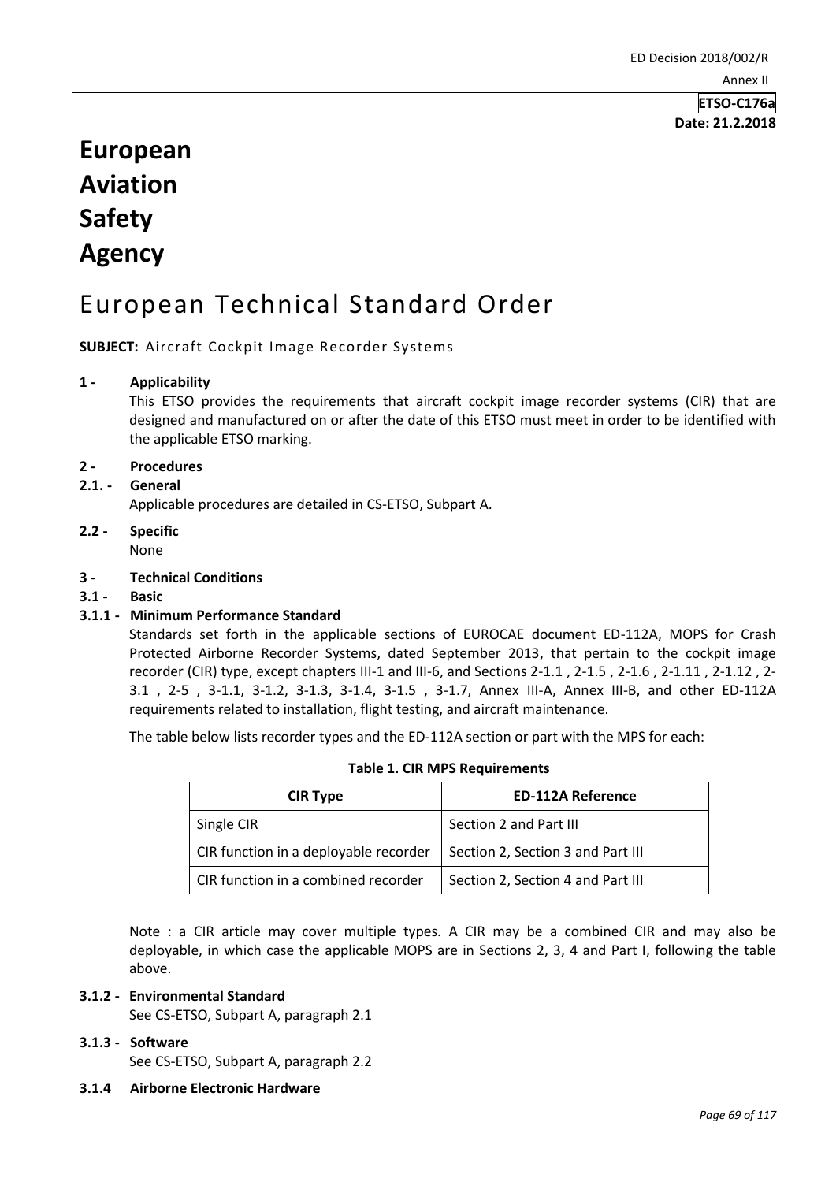**ETSO-C176a**
**Date: 21.2.2018**

# European Aviation Safety Agency

## European Technical Standard Order

**SUBJECT:** Aircraft Cockpit Image Recorder Systems

### 1 - Applicability

This ETSO provides the requirements that aircraft cockpit image recorder systems (CIR) that are designed and manufactured on or after the date of this ETSO must meet in order to be identified with the applicable ETSO marking.

### 2 - Procedures

#### 2.1. - General

Applicable procedures are detailed in CS-ETSO, Subpart A.

#### 2.2 - Specific

None

### 3 - Technical Conditions

#### 3.1 - Basic

##### 3.1.1 - Minimum Performance Standard

Standards set forth in the applicable sections of EUROCAE document ED-112A, MOPS for Crash Protected Airborne Recorder Systems, dated September 2013, that pertain to the cockpit image recorder (CIR) type, except chapters III-1 and III-6, and Sections 2-1.1 , 2-1.5 , 2-1.6 , 2-1.11 , 2-1.12 , 2-3.1 , 2-5 , 3-1.1, 3-1.2, 3-1.3, 3-1.4, 3-1.5 , 3-1.7, Annex III-A, Annex III-B, and other ED-112A requirements related to installation, flight testing, and aircraft maintenance.

The table below lists recorder types and the ED-112A section or part with the MPS for each:

**Table 1. CIR MPS Requirements**

| CIR Type | ED-112A Reference |
|---|---|
| Single CIR | Section 2 and Part III |
| CIR function in a deployable recorder | Section 2, Section 3 and Part III |
| CIR function in a combined recorder | Section 2, Section 4 and Part III |

Note : a CIR article may cover multiple types. A CIR may be a combined CIR and may also be deployable, in which case the applicable MOPS are in Sections 2, 3, 4 and Part I, following the table above.

##### 3.1.2 - Environmental Standard

See CS-ETSO, Subpart A, paragraph 2.1

##### 3.1.3 - Software

See CS-ETSO, Subpart A, paragraph 2.2

##### 3.1.4 Airborne Electronic Hardware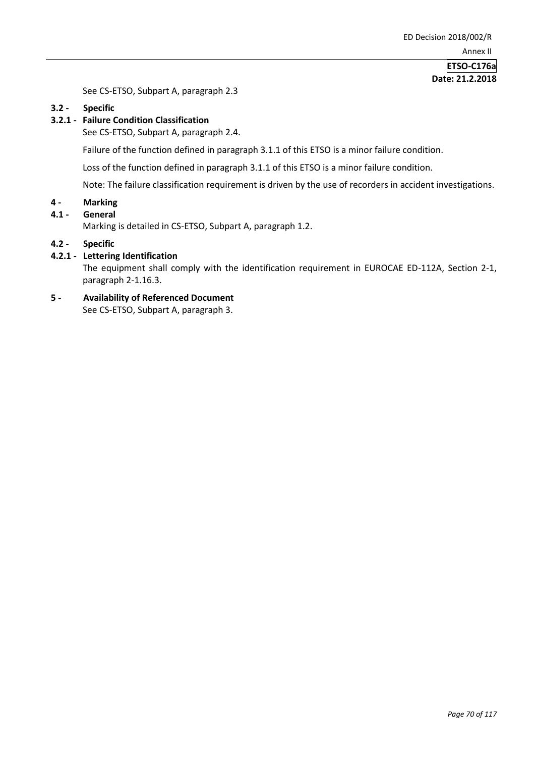See CS-ETSO, Subpart A, paragraph 2.3

**3.2 - Specific**

**3.2.1 - Failure Condition Classification**

See CS-ETSO, Subpart A, paragraph 2.4.

Failure of the function defined in paragraph 3.1.1 of this ETSO is a minor failure condition.

Loss of the function defined in paragraph 3.1.1 of this ETSO is a minor failure condition.

Note: The failure classification requirement is driven by the use of recorders in accident investigations.

## 4 - Marking

**4.1 - General**

Marking is detailed in CS-ETSO, Subpart A, paragraph 1.2.

**4.2 - Specific**

**4.2.1 - Lettering Identification**

The equipment shall comply with the identification requirement in EUROCAE ED-112A, Section 2-1, paragraph 2-1.16.3.

## 5 - Availability of Referenced Document

See CS-ETSO, Subpart A, paragraph 3.